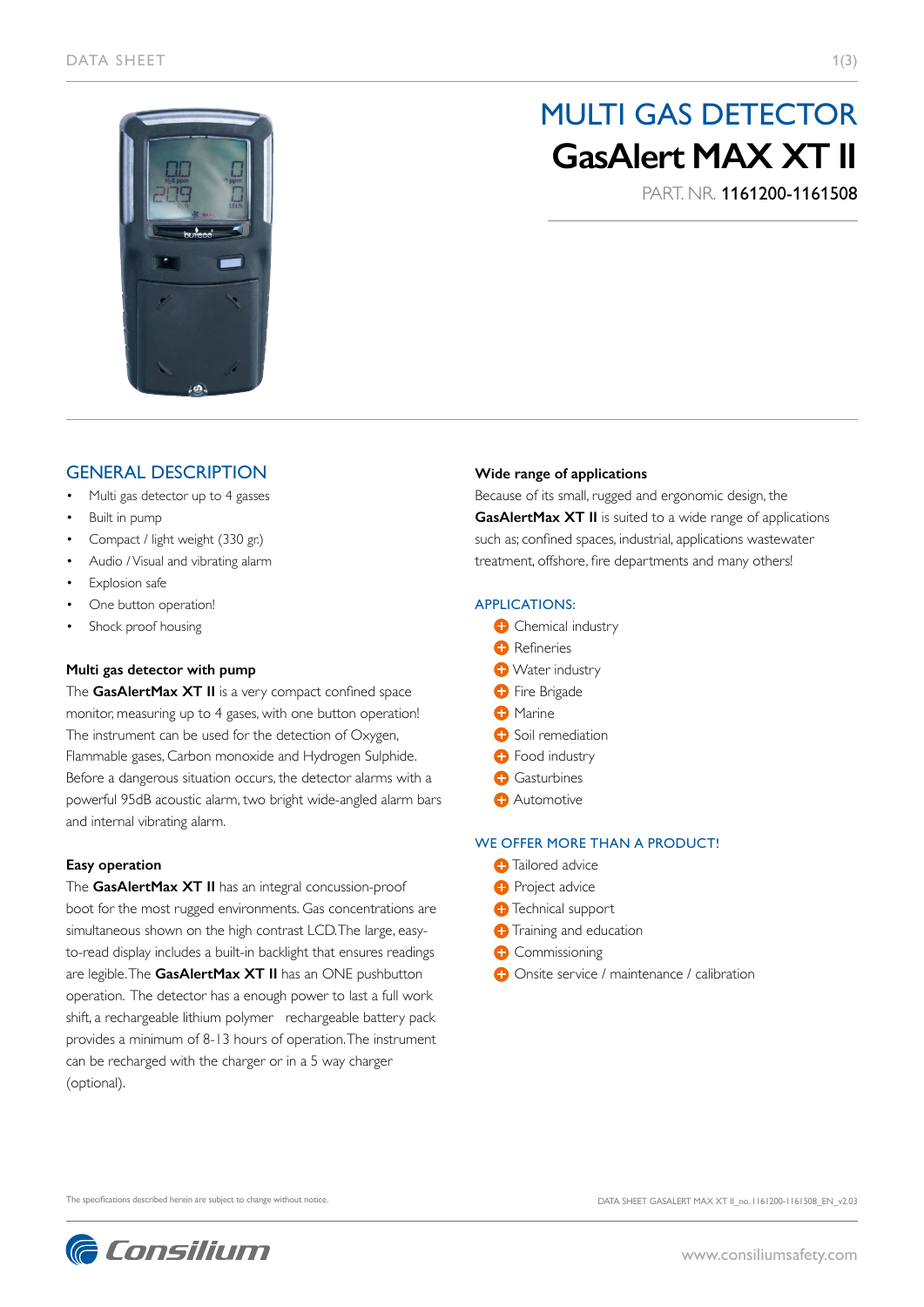# MULTI GAS DETECTOR

# GasAlert MAX XT II

PART. NR. **1161200-1161508**

## GENERAL DESCRIPTION

- Multi gas detector up to 4 gasses
- Built in pump
- Compact / light weight (330 gr.)
- Audio / Visual and vibrating alarm
- Explosion safe
- One button operation!
- Shock proof housing

### Multi gas detector with pump

The **GasAlertMax XT II** is a very compact confined space monitor, measuring up to 4 gases, with one button operation! The instrument can be used for the detection of Oxygen, Flammable gases, Carbon monoxide and Hydrogen Sulphide. Before a dangerous situation occurs, the detector alarms with a powerful 95dB acoustic alarm, two bright wide-angled alarm bars and internal vibrating alarm.

### Easy operation

The **GasAlertMax XT II** has an integral concussion-proof boot for the most rugged environments. Gas concentrations are simultaneous shown on the high contrast LCD. The large, easy-to-read display includes a built-in backlight that ensures readings are legible. The **GasAlertMax XT II** has an ONE pushbutton operation. The detector has a enough power to last a full work shift, a rechargeable lithium polymer rechargeable battery pack provides a minimum of 8-13 hours of operation. The instrument can be recharged with the charger or in a 5 way charger (optional).

### Wide range of applications

Because of its small, rugged and ergonomic design, the **GasAlertMax XT II** is suited to a wide range of applications such as; confined spaces, industrial, applications wastewater treatment, offshore, fire departments and many others!

## APPLICATIONS:

- Chemical industry
- Refineries
- Water industry
- Fire Brigade
- Marine
- Soil remediation
- Food industry
- Gasturbines
- Automotive

## WE OFFER MORE THAN A PRODUCT!

- Tailored advice
- Project advice
- Technical support
- Training and education
- Commissioning
- Onsite service / maintenance / calibration

The specifications described herein are subject to change without notice.

DATA SHEET GASALERT MAX XT II_no. 1161200-1161508_EN_v2.03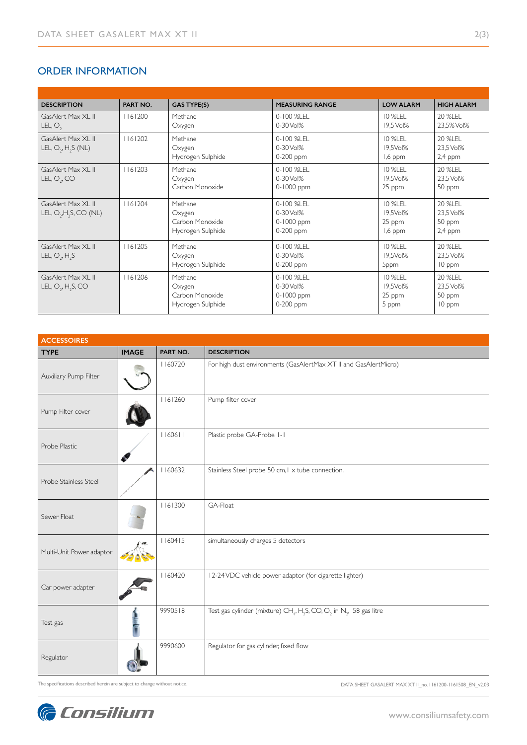## ORDER INFORMATION

| DESCRIPTION | PART NO. | GAS TYPE(S) | MEASURING RANGE | LOW ALARM | HIGH ALARM |
|---|---|---|---|---|---|
| GasAlert Max XL II LEL, $O_2$ | 1161200 | Methane<br>Oxygen | 0-100 %LEL<br>0-30 Vol% | 10 %LEL<br>19,5 Vol% | 20 %LEL<br>23,5% Vol% |
| GasAlert Max XL II LEL, $O_2$, $H_2S$ (NL) | 1161202 | Methane<br>Oxygen<br>Hydrogen Sulphide | 0-100 %LEL<br>0-30 Vol%<br>0-200 ppm | 10 %LEL<br>19,5Vol%<br>1,6 ppm | 20 %LEL<br>23,5 Vol%<br>2,4 ppm |
| GasAlert Max XL II LEL, $O_2$, CO | 1161203 | Methane<br>Oxygen<br>Carbon Monoxide | 0-100 %LEL<br>0-30 Vol%<br>0-1000 ppm | 10 %LEL<br>19.5Vol%<br>25 ppm | 20 %LEL<br>23.5 Vol%<br>50 ppm |
| GasAlert Max XL II LEL, $O_2$,$H_2S$, CO (NL) | 1161204 | Methane<br>Oxygen<br>Carbon Monoxide<br>Hydrogen Sulphide | 0-100 %LEL<br>0-30 Vol%<br>0-1000 ppm<br>0-200 ppm | 10 %LEL<br>19,5Vol%<br>25 ppm<br>1,6 ppm | 20 %LEL<br>23,5 Vol%<br>50 ppm<br>2,4 ppm |
| GasAlert Max XL II LEL, $O_2$, $H_2S$ | 1161205 | Methane<br>Oxygen<br>Hydrogen Sulphide | 0-100 %LEL<br>0-30 Vol%<br>0-200 ppm | 10 %LEL<br>19,5Vol%<br>5ppm | 20 %LEL<br>23,5 Vol%<br>10 ppm |
| GasAlert Max XL II LEL, $O_2$, $H_2S$, CO | 1161206 | Methane<br>Oxygen<br>Carbon Monoxide<br>Hydrogen Sulphide | 0-100 %LEL<br>0-30 Vol%<br>0-1000 ppm<br>0-200 ppm | 10 %LEL<br>19,5Vol%<br>25 ppm<br>5 ppm | 20 %LEL<br>23,5 Vol%<br>50 ppm<br>10 ppm |

## ACCESSOIRES

| TYPE | IMAGE | PART NO. | DESCRIPTION |
|---|---|---|---|
| Auxiliary Pump Filter | | 1160720 | For high dust environments (GasAlertMax XT II and GasAlertMicro) |
| Pump Filter cover | | 1161260 | Pump filter cover |
| Probe Plastic | | 1160611 | Plastic probe GA-Probe 1-1 |
| Probe Stainless Steel | | 1160632 | Stainless Steel probe 50 cm, 1 x tube connection. |
| Sewer Float | | 1161300 | GA-Float |
| Multi-Unit Power adaptor | | 1160415 | simultaneously charges 5 detectors |
| Car power adapter | | 1160420 | 12-24 VDC vehicle power adaptor (for cigarette lighter) |
| Test gas | | 9990518 | Test gas cylinder (mixture) $CH_4$, $H_2S$, CO, $O_2$ in $N_2$. 58 gas litre |
| Regulator | | 9990600 | Regulator for gas cylinder, fixed flow |

The specifications described herein are subject to change without notice.

DATA SHEET GASALERT MAX XT II_no. 1161200-1161508_EN_v2.03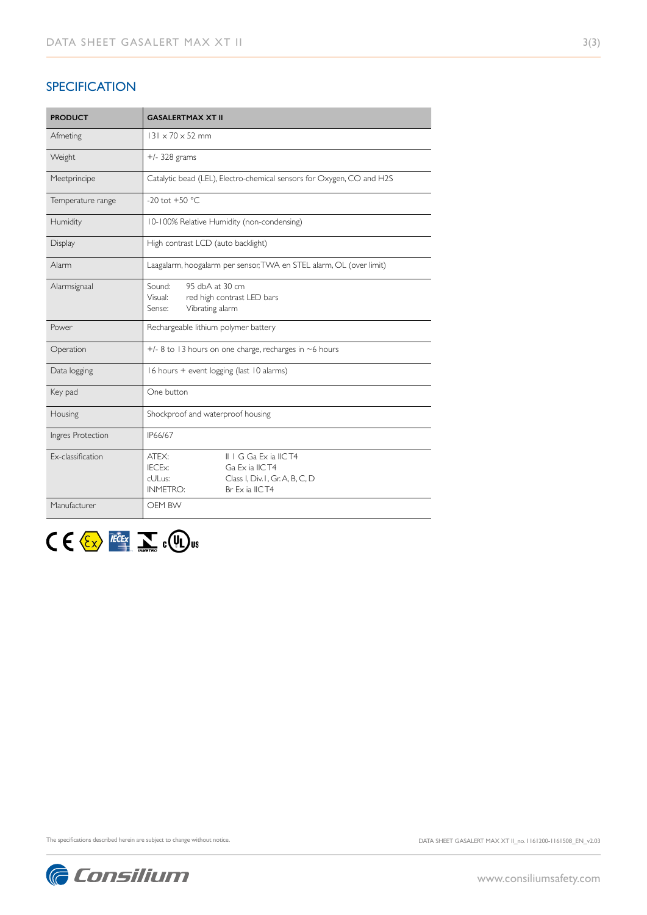## SPECIFICATION

| PRODUCT | GASALERTMAX XT II |
|---|---|
| Afmeting | 131 x 70 x 52 mm |
| Weight | +/- 328 grams |
| Meetprincipe | Catalytic bead (LEL), Electro-chemical sensors for Oxygen, CO and H2S |
| Temperature range | -20 tot +50 °C |
| Humidity | 10-100% Relative Humidity (non-condensing) |
| Display | High contrast LCD (auto backlight) |
| Alarm | Laagalarm, hoogalarm per sensor, TWA en STEL alarm, OL (over limit) |
| Alarmsignaal | Sound: 95 dbA at 30 cm<br>Visual: red high contrast LED bars<br>Sense: Vibrating alarm |
| Power | Rechargeable lithium polymer battery |
| Operation | +/- 8 to 13 hours on one charge, recharges in ~6 hours |
| Data logging | 16 hours + event logging (last 10 alarms) |
| Key pad | One button |
| Housing | Shockproof and waterproof housing |
| Ingres Protection | IP66/67 |
| Ex-classification | ATEX: II 1 G Ga Ex ia IIC T4<br>IECEx: Ga Ex ia IIC T4<br>cULus: Class I, Div. 1, Gr. A, B, C, D<br>INMETRO: Br Ex ia IIC T4 |
| Manufacturer | OEM BW |

The specifications described herein are subject to change without notice.

DATA SHEET GASALERT MAX XT II_no. 1161200-1161508_EN_v2.03

www.consiliumsafety.com